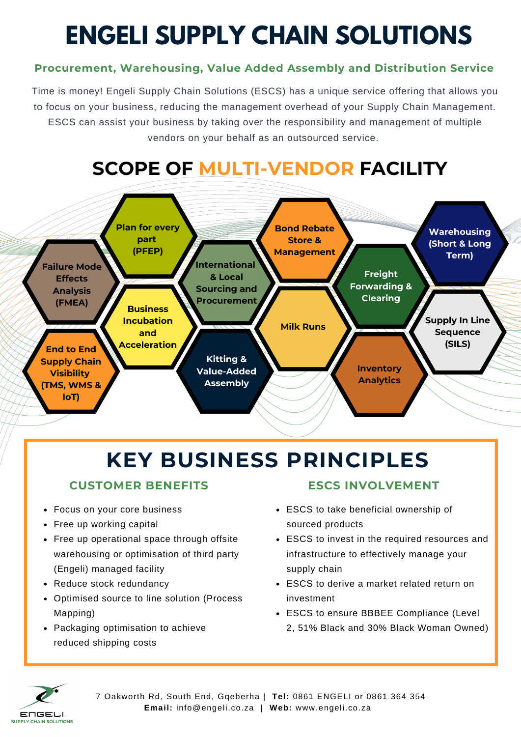# ENGELI SUPPLY CHAIN SOLUTIONS

**Procurement, Warehousing, Value Added Assembly and Distribution Service**

Time is money! Engeli Supply Chain Solutions (ESCS) has a unique service offering that allows you to focus on your business, reducing the management overhead of your Supply Chain Management. ESCS can assist your business by taking over the responsibility and management of multiple vendors on your behalf as an outsourced service.

## SCOPE OF MULTI-VENDOR FACILITY

- Failure Mode Effects Analysis (FMEA)
- Plan for every part (PFEP)
- End to End Supply Chain Visibility (TMS, WMS & IoT)
- Business Incubation and Acceleration
- International & Local Sourcing and Procurement
- Kitting & Value-Added Assembly
- Bond Rebate Store & Management
- Milk Runs
- Freight Forwarding & Clearing
- Inventory Analytics
- Warehousing (Short & Long Term)
- Supply In Line Sequence (SILS)

## KEY BUSINESS PRINCIPLES

### CUSTOMER BENEFITS

- Focus on your core business
- Free up working capital
- Free up operational space through offsite warehousing or optimisation of third party (Engeli) managed facility
- Reduce stock redundancy
- Optimised source to line solution (Process Mapping)
- Packaging optimisation to achieve reduced shipping costs

### ESCS INVOLVEMENT

- ESCS to take beneficial ownership of sourced products
- ESCS to invest in the required resources and infrastructure to effectively manage your supply chain
- ESCS to derive a market related return on investment
- ESCS to ensure BBBEE Compliance (Level 2, 51% Black and 30% Black Woman Owned)

ENGELI SUPPLY CHAIN SOLUTIONS

7 Oakworth Rd, South End, Gqeberha | **Tel:** 0861 ENGELI or 0861 364 354
**Email:** info@engeli.co.za | **Web:** www.engeli.co.za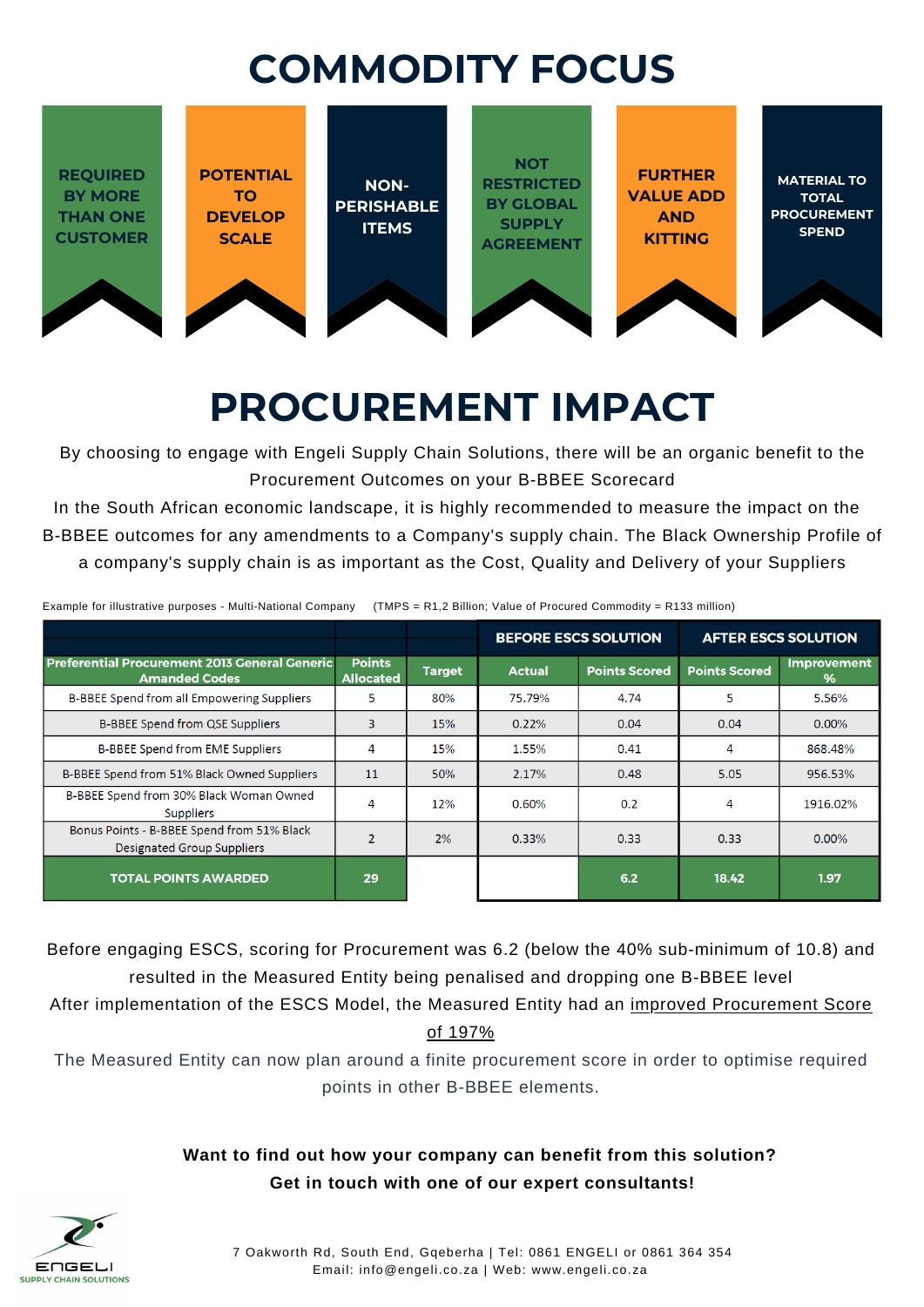# COMMODITY FOCUS

- REQUIRED BY MORE THAN ONE CUSTOMER
- POTENTIAL TO DEVELOP SCALE
- NON-PERISHABLE ITEMS
- NOT RESTRICTED BY GLOBAL SUPPLY AGREEMENT
- FURTHER VALUE ADD AND KITTING
- MATERIAL TO TOTAL PROCUREMENT SPEND

# PROCUREMENT IMPACT

By choosing to engage with Engeli Supply Chain Solutions, there will be an organic benefit to the Procurement Outcomes on your B-BBEE Scorecard

In the South African economic landscape, it is highly recommended to measure the impact on the B-BBEE outcomes for any amendments to a Company's supply chain. The Black Ownership Profile of a company's supply chain is as important as the Cost, Quality and Delivery of your Suppliers

Example for illustrative purposes - Multi-National Company (TMPS = R1,2 Billion; Value of Procured Commodity = R133 million)

| | | | BEFORE ESCS SOLUTION | | AFTER ESCS SOLUTION | |
|---|---|---|---|---|---|---|
| Preferential Procurement 2013 General Generic Amanded Codes | Points Allocated | Target | Actual | Points Scored | Points Scored | Improvement % |
| B-BBEE Spend from all Empowering Suppliers | 5 | 80% | 75.79% | 4.74 | 5 | 5.56% |
| B-BBEE Spend from QSE Suppliers | 3 | 15% | 0.22% | 0.04 | 0.04 | 0.00% |
| B-BBEE Spend from EME Suppliers | 4 | 15% | 1.55% | 0.41 | 4 | 868.48% |
| B-BBEE Spend from 51% Black Owned Suppliers | 11 | 50% | 2.17% | 0.48 | 5.05 | 956.53% |
| B-BBEE Spend from 30% Black Woman Owned Suppliers | 4 | 12% | 0.60% | 0.2 | 4 | 1916.02% |
| Bonus Points - B-BBEE Spend from 51% Black Designated Group Suppliers | 2 | 2% | 0.33% | 0.33 | 0.33 | 0.00% |
| TOTAL POINTS AWARDED | 29 | | | 6.2 | 18.42 | 1.97 |

Before engaging ESCS, scoring for Procurement was 6.2 (below the 40% sub-minimum of 10.8) and resulted in the Measured Entity being penalised and dropping one B-BBEE level

After implementation of the ESCS Model, the Measured Entity had an improved Procurement Score of 197%

The Measured Entity can now plan around a finite procurement score in order to optimise required points in other B-BBEE elements.

**Want to find out how your company can benefit from this solution?**
**Get in touch with one of our expert consultants!**

ENGELI
SUPPLY CHAIN SOLUTIONS

7 Oakworth Rd, South End, Gqeberha | Tel: 0861 ENGELI or 0861 364 354
Email: info@engeli.co.za | Web: www.engeli.co.za